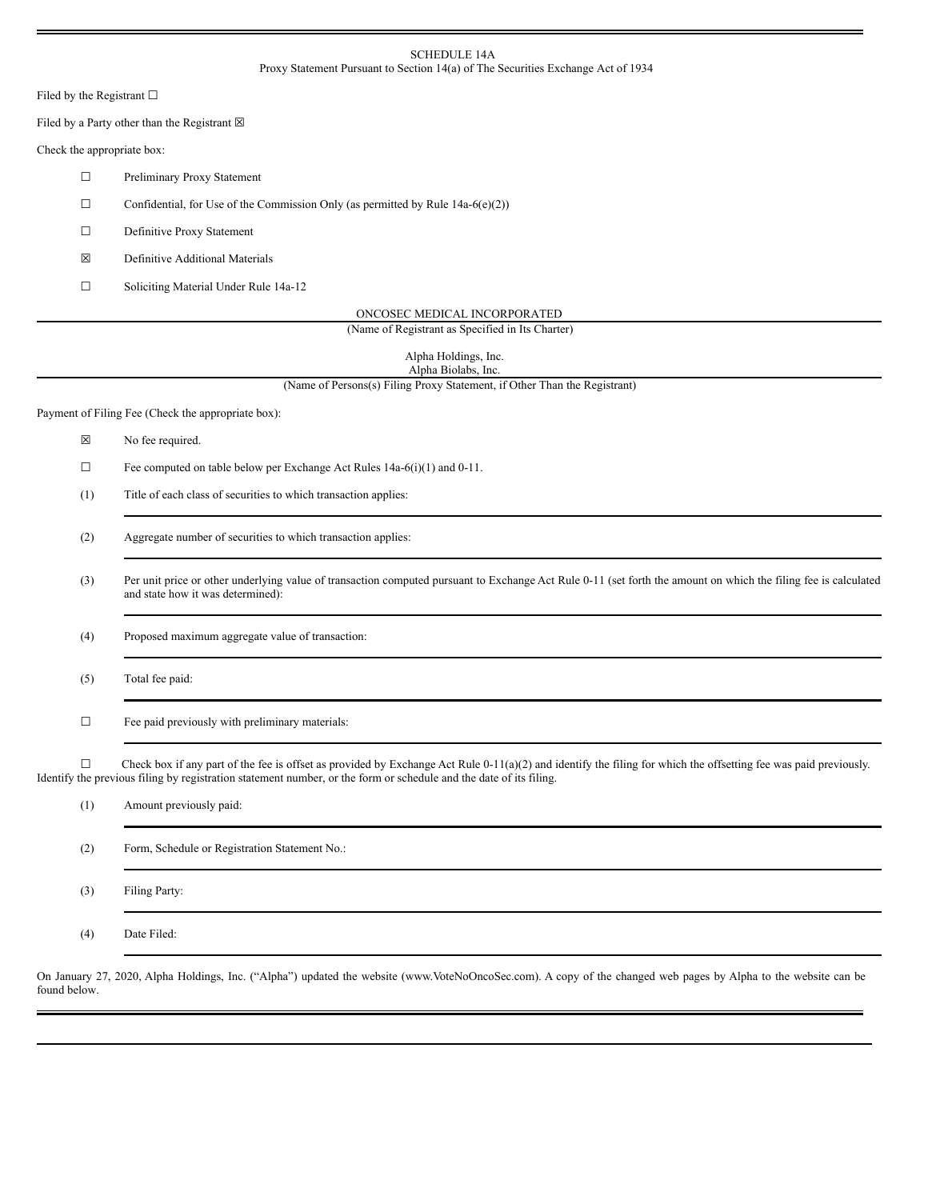SCHEDULE 14A

Proxy Statement Pursuant to Section 14(a) of The Securities Exchange Act of 1934

Filed by the Registrant ☐

Filed by a Party other than the Registrant ☒

Check the appropriate box:

☐ Preliminary Proxy Statement

☐ Confidential, for Use of the Commission Only (as permitted by Rule 14a-6(e)(2))

☐ Definitive Proxy Statement

☒ Definitive Additional Materials

☐ Soliciting Material Under Rule 14a-12

ONCOSEC MEDICAL INCORPORATED

(Name of Registrant as Specified in Its Charter)

Alpha Holdings, Inc.
Alpha Biolabs, Inc.

(Name of Persons(s) Filing Proxy Statement, if Other Than the Registrant)

Payment of Filing Fee (Check the appropriate box):

☒ No fee required.

☐ Fee computed on table below per Exchange Act Rules 14a-6(i)(1) and 0-11.

(1) Title of each class of securities to which transaction applies:

(2) Aggregate number of securities to which transaction applies:

(3) Per unit price or other underlying value of transaction computed pursuant to Exchange Act Rule 0-11 (set forth the amount on which the filing fee is calculated and state how it was determined):

(4) Proposed maximum aggregate value of transaction:

(5) Total fee paid:

☐ Fee paid previously with preliminary materials:

☐ Check box if any part of the fee is offset as provided by Exchange Act Rule 0-11(a)(2) and identify the filing for which the offsetting fee was paid previously. Identify the previous filing by registration statement number, or the form or schedule and the date of its filing.

(1) Amount previously paid:

(2) Form, Schedule or Registration Statement No.:

(3) Filing Party:

(4) Date Filed:

On January 27, 2020, Alpha Holdings, Inc. ("Alpha") updated the website (www.VoteNoOncoSec.com). A copy of the changed web pages by Alpha to the website can be found below.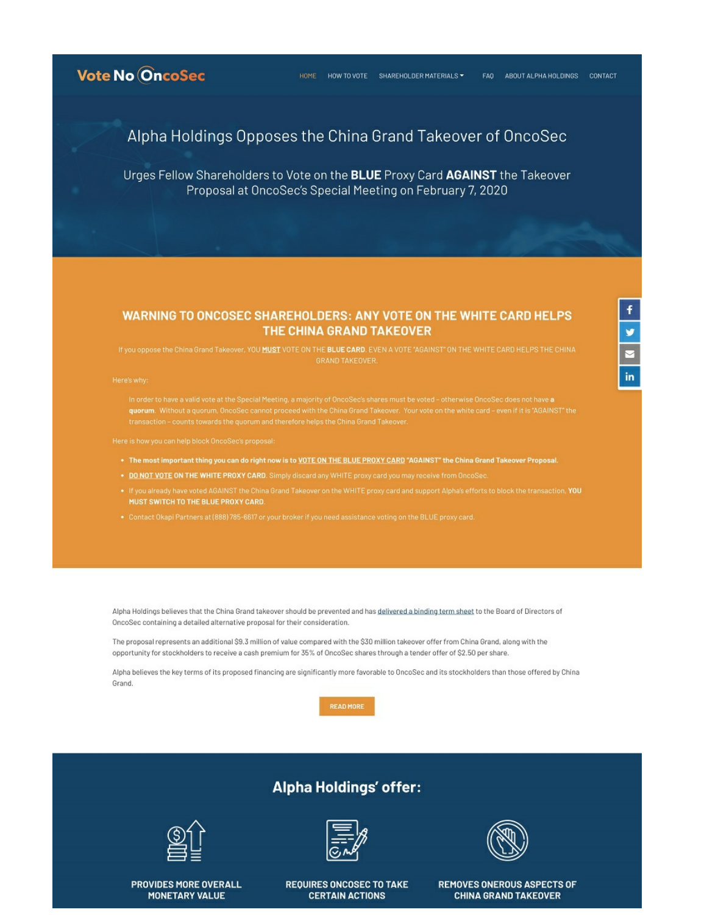Vote No OncoSec

HOME HOW TO VOTE SHAREHOLDER MATERIALS FAQ ABOUT ALPHA HOLDINGS CONTACT

# Alpha Holdings Opposes the China Grand Takeover of OncoSec

Urges Fellow Shareholders to Vote on the **BLUE** Proxy Card **AGAINST** the Takeover Proposal at OncoSec's Special Meeting on February 7, 2020

## WARNING TO ONCOSEC SHAREHOLDERS: ANY VOTE ON THE WHITE CARD HELPS THE CHINA GRAND TAKEOVER

If you oppose the China Grand Takeover, YOU **MUST** VOTE ON THE **BLUE CARD**. EVEN A VOTE "AGAINST" ON THE WHITE CARD HELPS THE CHINA GRAND TAKEOVER.

Here's why:

> In order to have a valid vote at the Special Meeting, a majority of OncoSec's shares must be voted – otherwise OncoSec does not have a **quorum**. Without a quorum, OncoSec cannot proceed with the China Grand Takeover. Your vote on the white card – even if it is "AGAINST" the transaction – counts towards the quorum and therefore helps the China Grand Takeover.

Here is how you can help block OncoSec's proposal:

- **The most important thing you can do right now is to VOTE ON THE BLUE PROXY CARD "AGAINST" the China Grand Takeover Proposal.**
- **DO NOT VOTE ON THE WHITE PROXY CARD**. Simply discard any WHITE proxy card you may receive from OncoSec.
- If you already have voted AGAINST the China Grand Takeover on the WHITE proxy card and support Alpha's efforts to block the transaction, **YOU MUST SWITCH TO THE BLUE PROXY CARD.**
- Contact Okapi Partners at (888) 785-6617 or your broker if you need assistance voting on the BLUE proxy card.

Alpha Holdings believes that the China Grand takeover should be prevented and has delivered a binding term sheet to the Board of Directors of OncoSec containing a detailed alternative proposal for their consideration.

The proposal represents an additional $9.3 million of value compared with the $30 million takeover offer from China Grand, along with the opportunity for stockholders to receive a cash premium for 35% of OncoSec shares through a tender offer of $2.50 per share.

Alpha believes the key terms of its proposed financing are significantly more favorable to OncoSec and its stockholders than those offered by China Grand.

READ MORE

## Alpha Holdings' offer:

PROVIDES MORE OVERALL MONETARY VALUE

REQUIRES ONCOSEC TO TAKE CERTAIN ACTIONS

REMOVES ONEROUS ASPECTS OF CHINA GRAND TAKEOVER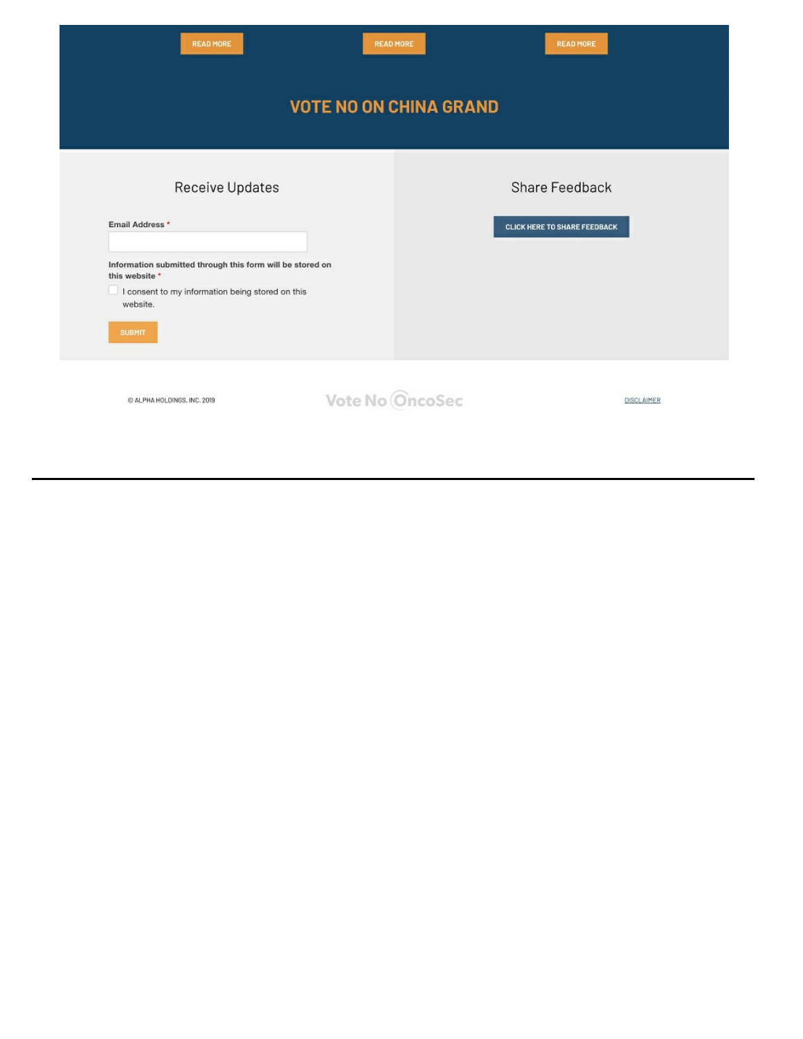READ MORE

READ MORE

READ MORE

## VOTE NO ON CHINA GRAND

### Receive Updates

**Email Address** *

**Information submitted through this form will be stored on this website** *

I consent to my information being stored on this website.

SUBMIT

### Share Feedback

CLICK HERE TO SHARE FEEDBACK

© ALPHA HOLDINGS, INC. 2019

Vote No OncoSec

DISCLAIMER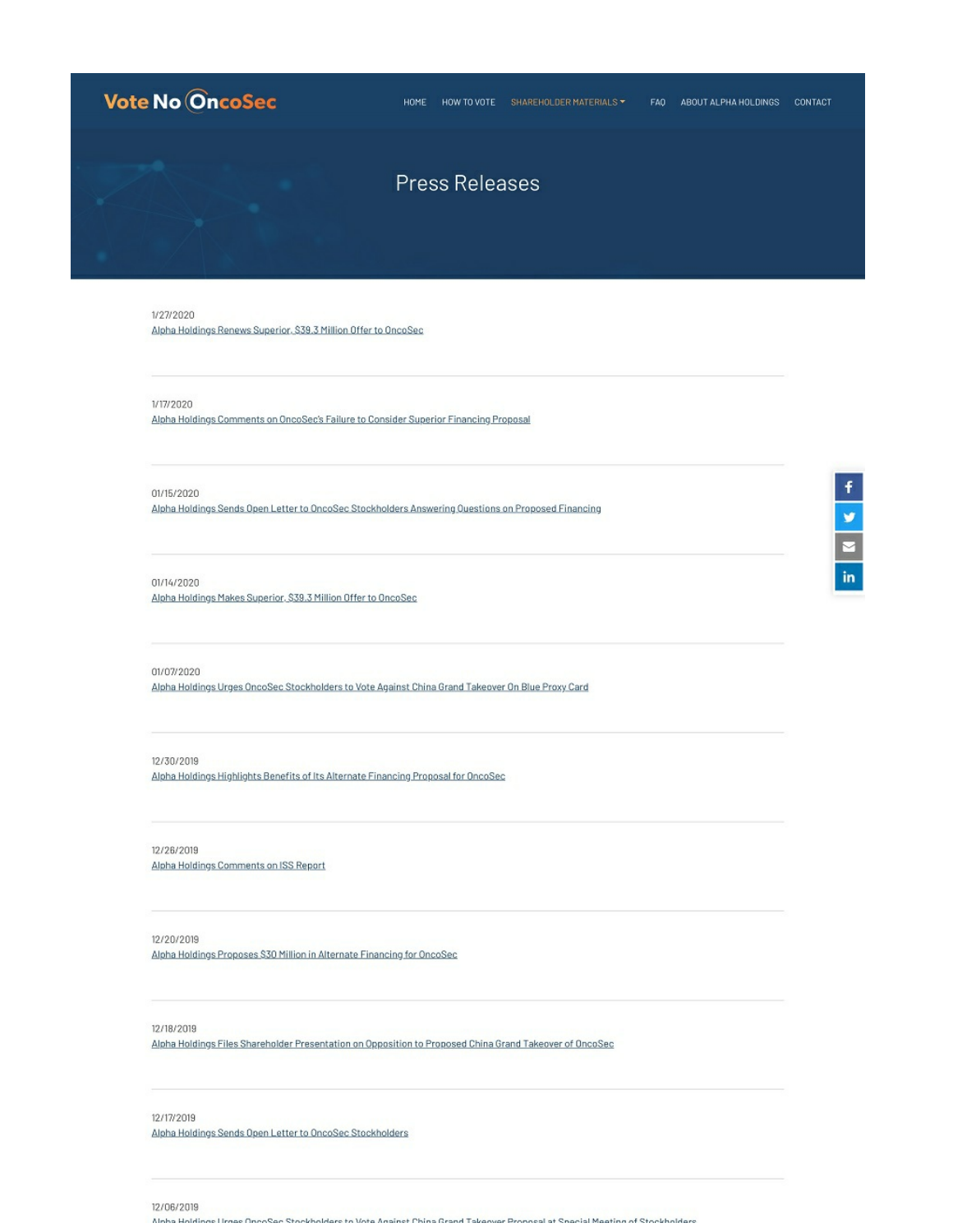Vote No OncoSec

HOME HOW TO VOTE SHAREHOLDER MATERIALS FAQ ABOUT ALPHA HOLDINGS CONTACT

# Press Releases

1/27/2020
Alpha Holdings Renews Superior, $39.3 Million Offer to OncoSec

---

1/17/2020
Alpha Holdings Comments on OncoSec's Failure to Consider Superior Financing Proposal

---

01/15/2020
Alpha Holdings Sends Open Letter to OncoSec Stockholders Answering Questions on Proposed Financing

---

01/14/2020
Alpha Holdings Makes Superior, $39.3 Million Offer to OncoSec

---

01/07/2020
Alpha Holdings Urges OncoSec Stockholders to Vote Against China Grand Takeover On Blue Proxy Card

---

12/30/2019
Alpha Holdings Highlights Benefits of Its Alternate Financing Proposal for OncoSec

---

12/26/2019
Alpha Holdings Comments on ISS Report

---

12/20/2019
Alpha Holdings Proposes $30 Million in Alternate Financing for OncoSec

---

12/18/2019
Alpha Holdings Files Shareholder Presentation on Opposition to Proposed China Grand Takeover of OncoSec

---

12/17/2019
Alpha Holdings Sends Open Letter to OncoSec Stockholders

---

12/06/2019
Alpha Holdings Urges OncoSec Stockholders to Vote Against China Grand Takeover Proposal at Special Meeting of Stockholders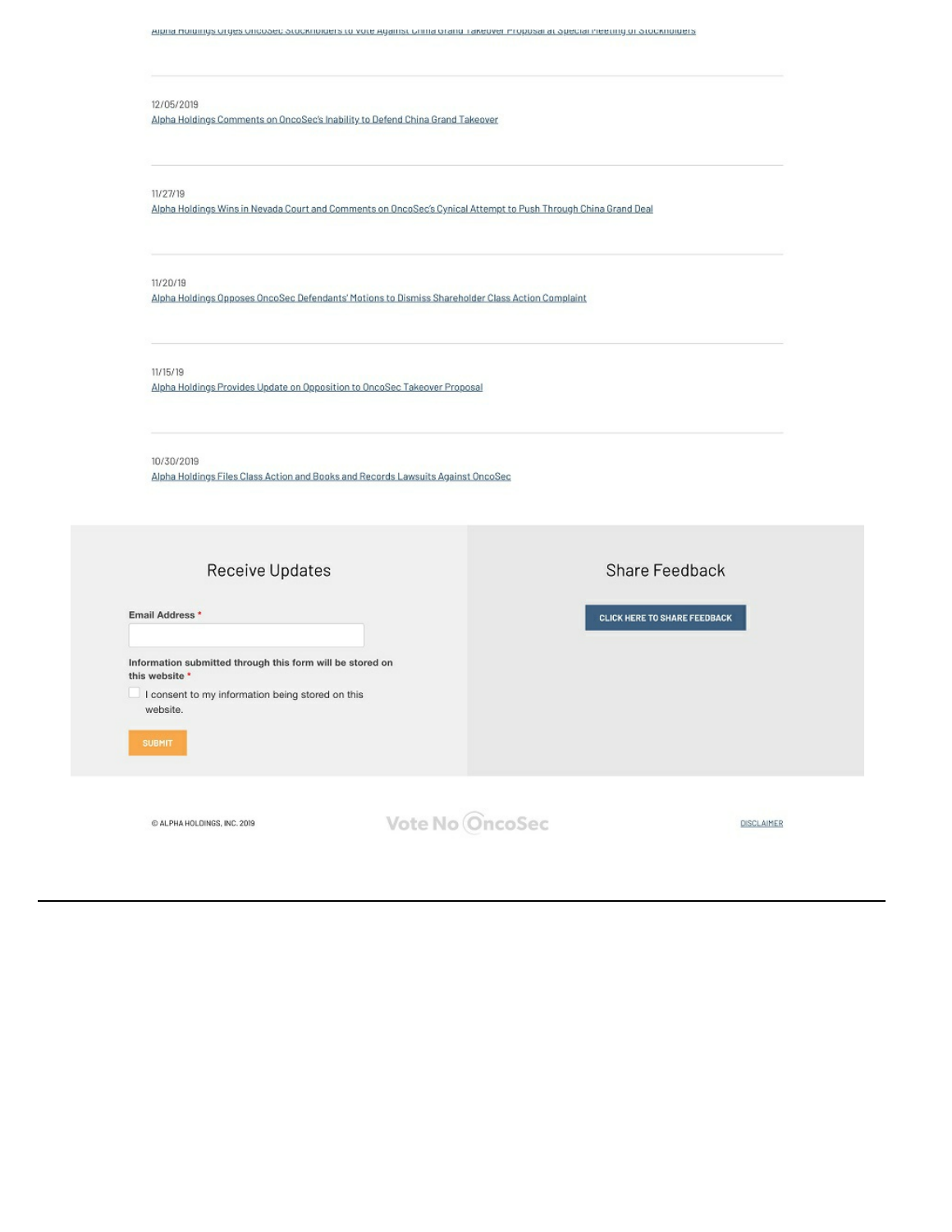Alpha Holdings Urges OncoSec Stockholders to Vote Against China Grand Takeover Proposal at Special Meeting of Stockholders

---

12/05/2019

Alpha Holdings Comments on OncoSec's Inability to Defend China Grand Takeover

---

11/27/19

Alpha Holdings Wins in Nevada Court and Comments on OncoSec's Cynical Attempt to Push Through China Grand Deal

---

11/20/19

Alpha Holdings Opposes OncoSec Defendants' Motions to Dismiss Shareholder Class Action Complaint

---

11/15/19

Alpha Holdings Provides Update on Opposition to OncoSec Takeover Proposal

---

10/30/2019

Alpha Holdings Files Class Action and Books and Records Lawsuits Against OncoSec

## Receive Updates

**Email Address** *

**Information submitted through this form will be stored on this website** *

- [ ] I consent to my information being stored on this website.

SUBMIT

## Share Feedback

CLICK HERE TO SHARE FEEDBACK

© ALPHA HOLDINGS, INC. 2019

Vote No OncoSec

DISCLAIMER